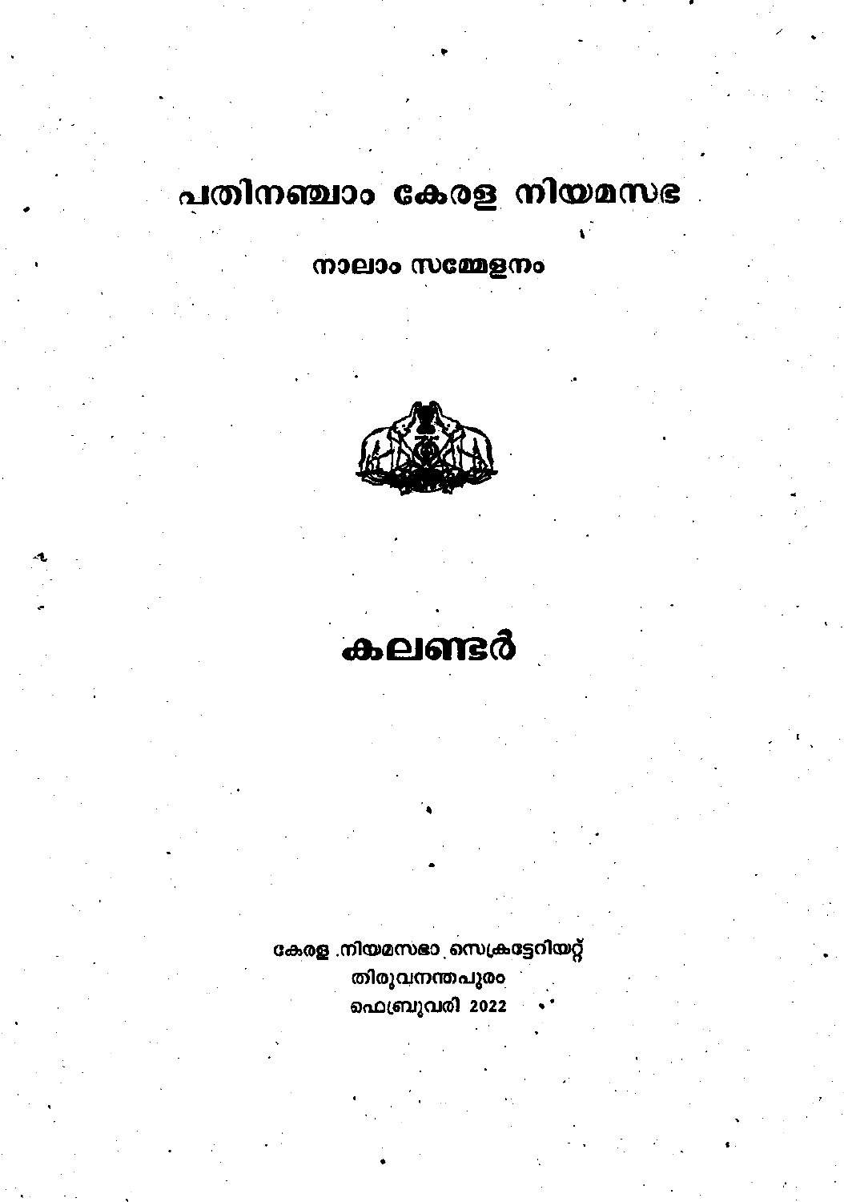# പതിനഞ്ചാം കേരള നിയമസഭ

## നാലാം സമ്മേളനം

# കലണ്ടർ

കേരള നിയമസഭാ സെക്രട്ടേറിയറ്റ്
തിരുവനന്തപുരം
ഫെബ്രുവരി 2022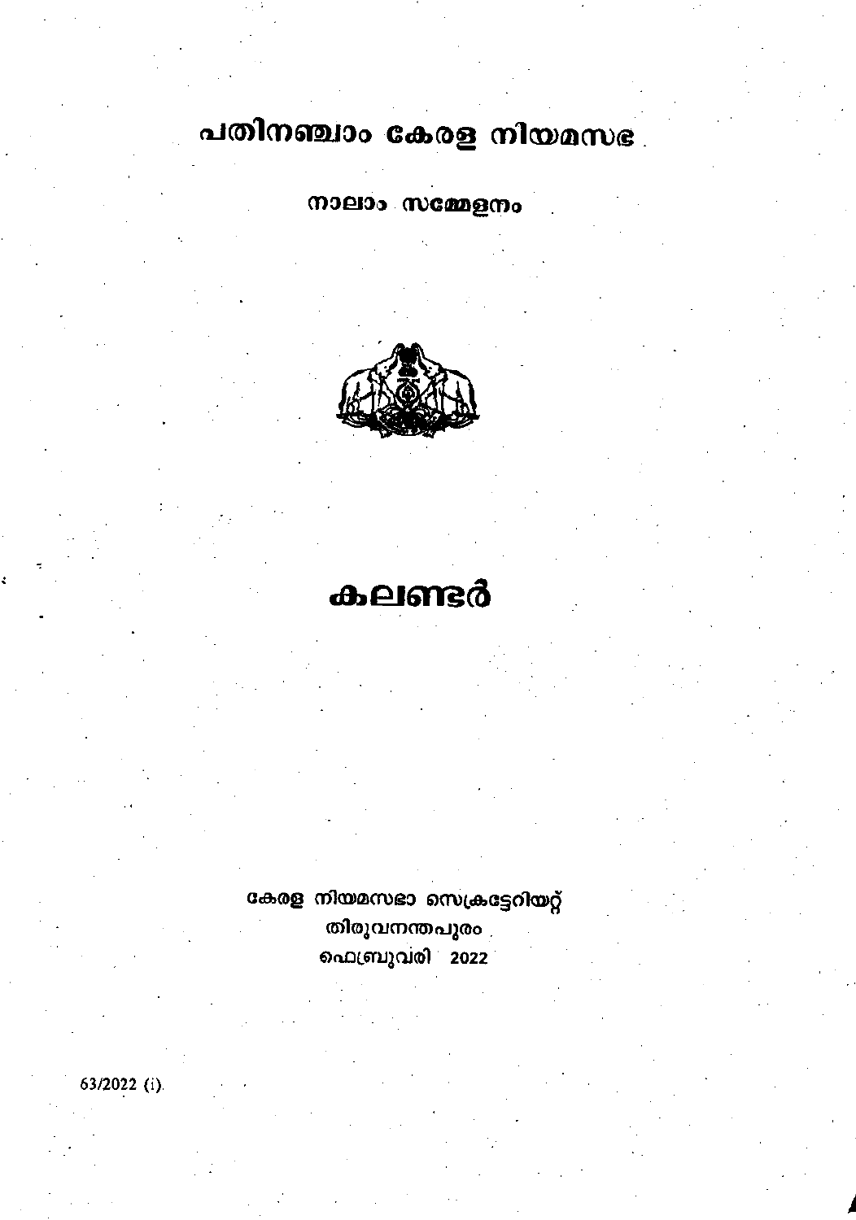# പതിനഞ്ചാം കേരള നിയമസഭ

## നാലാം സമ്മേളനം

# കലണ്ടർ

കേരള നിയമസഭാ സെക്രട്ടേറിയറ്റ്
തിരുവനന്തപുരം
ഫെബ്രുവരി 2022

63/2022 (i).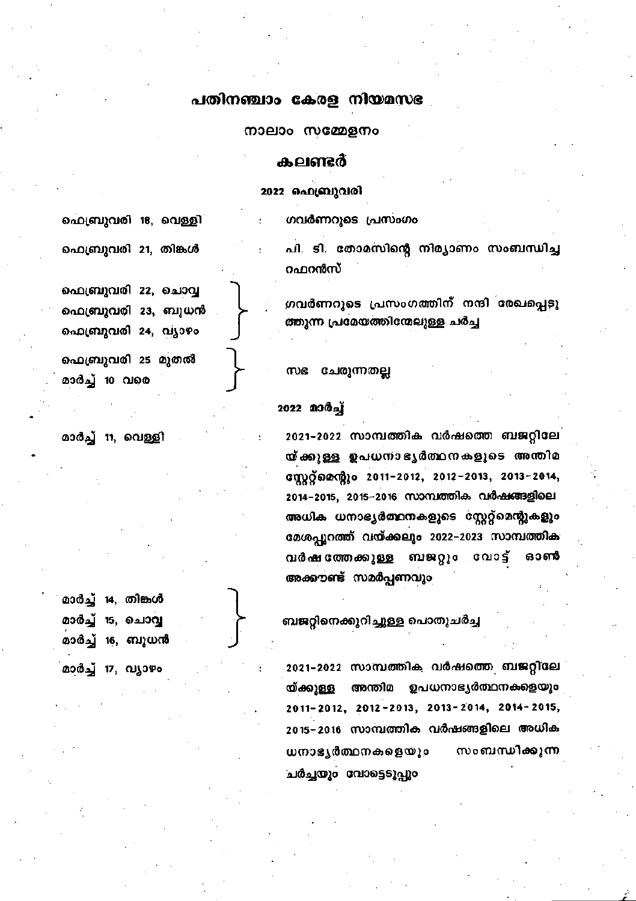# പതിനഞ്ചാം കേരള നിയമസഭ

## നാലാം സമ്മേളനം

## കലണ്ടർ

### 2022 ഫെബ്രുവരി

| | |
|---|---|
| ഫെബ്രുവരി 18, വെള്ളി | : ഗവർണറുടെ പ്രസംഗം |
| ഫെബ്രുവരി 21, തിങ്കൾ | : പി. ടി. തോമസിന്റെ നിര്യാണം സംബന്ധിച്ച റഫറൻസ് |
| ഫെബ്രുവരി 22, ചൊവ്വ<br>ഫെബ്രുവരി 23, ബുധൻ<br>ഫെബ്രുവരി 24, വ്യാഴം | ഗവർണറുടെ പ്രസംഗത്തിന് നന്ദി രേഖപ്പെടുത്തുന്ന പ്രമേയത്തിന്മേലുള്ള ചർച്ച |
| ഫെബ്രുവരി 25 മുതൽ<br>മാർച്ച് 10 വരെ | സഭ ചേരുന്നതല്ല |

### 2022 മാർച്ച്

| | |
|---|---|
| മാർച്ച് 11, വെള്ളി | : 2021-2022 സാമ്പത്തിക വർഷത്തെ ബജറ്റിലേയ്ക്കുള്ള ഉപധനാഭ്യർത്ഥനകളുടെ അന്തിമ സ്റ്റേറ്റ്മെന്റും 2011-2012, 2012-2013, 2013-2014, 2014-2015, 2015-2016 സാമ്പത്തിക വർഷങ്ങളിലെ അധിക ധനാഭ്യർത്ഥനകളുടെ സ്റ്റേറ്റ്മെന്റുകളും മേശപ്പുറത്ത് വയ്ക്കലും 2022-2023 സാമ്പത്തിക വർഷത്തേക്കുള്ള ബജറ്റും വോട്ട് ഓൺ അക്കൗണ്ട് സമർപ്പണവും |
| മാർച്ച് 14, തിങ്കൾ<br>മാർച്ച് 15, ചൊവ്വ<br>മാർച്ച് 16, ബുധൻ | ബജറ്റിനെക്കുറിച്ചുള്ള പൊതുചർച്ച |
| മാർച്ച് 17, വ്യാഴം | : 2021-2022 സാമ്പത്തിക വർഷത്തെ ബജറ്റിലേയ്ക്കുള്ള അന്തിമ ഉപധനാഭ്യർത്ഥനകളെയും 2011-2012, 2012-2013, 2013-2014, 2014-2015, 2015-2016 സാമ്പത്തിക വർഷങ്ങളിലെ അധിക ധനാഭ്യർത്ഥനകളെയും സംബന്ധിക്കുന്ന ചർച്ചയും വോട്ടെടുപ്പും |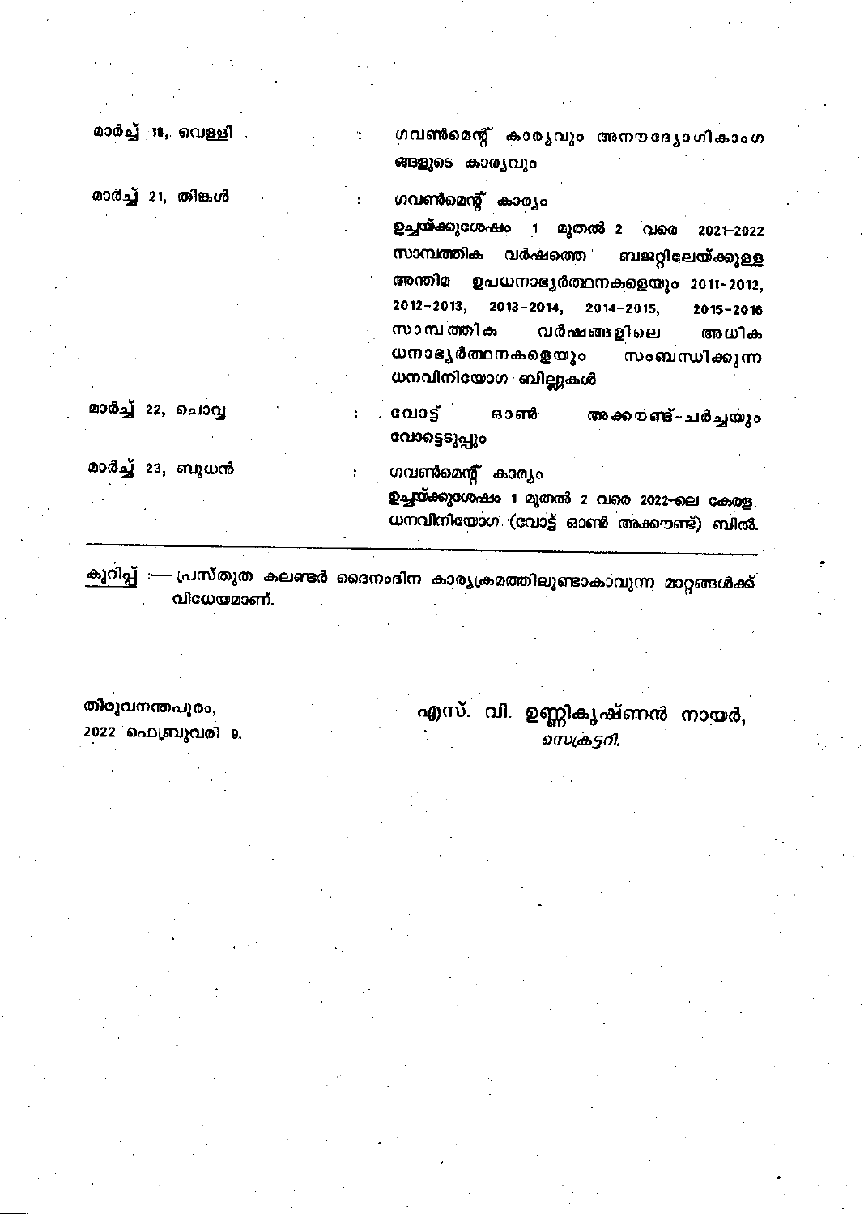| | | |
|---|---|---|
| മാർച്ച് 18, വെള്ളി | : | ഗവൺമെന്റ് കാര്യവും അനൗദ്യോഗികാംഗങ്ങളുടെ കാര്യവും |
| മാർച്ച് 21, തിങ്കൾ | : | ഗവൺമെന്റ് കാര്യം<br>**ഉച്ചയ്ക്കുശേഷം 1 മുതൽ 2 വരെ 2021-2022 സാമ്പത്തിക വർഷത്തെ ബജറ്റിലേയ്ക്കുള്ള അന്തിമ ഉപധനാഭ്യർത്ഥനകളെയും 2011-2012, 2012-2013, 2013-2014, 2014-2015, 2015-2016 സാമ്പത്തിക വർഷങ്ങളിലെ അധിക ധനാഭ്യർത്ഥനകളെയും സംബന്ധിക്കുന്ന ധനവിനിയോഗ ബില്ലുകൾ** |
| മാർച്ച് 22, ചൊവ്വ | : | വോട്ട് ഓൺ അക്കൗണ്ട്-ചർച്ചയും വോട്ടെടുപ്പും |
| മാർച്ച് 23, ബുധൻ | : | ഗവൺമെന്റ് കാര്യം<br>**ഉച്ചയ്ക്കുശേഷം 1 മുതൽ 2 വരെ 2022-ലെ കേരള ധനവിനിയോഗ (വോട്ട് ഓൺ അക്കൗണ്ട്) ബിൽ.** |

<u>കുറിപ്പ്</u> :— പ്രസ്തുത കലണ്ടർ ദൈനംദിന കാര്യക്രമത്തിലുണ്ടാകാവുന്ന മാറ്റങ്ങൾക്ക് വിധേയമാണ്.

തിരുവനന്തപുരം,
2022 ഫെബ്രുവരി 9.

എസ്. വി. ഉണ്ണികൃഷ്ണൻ നായർ,
*സെക്രട്ടറി.*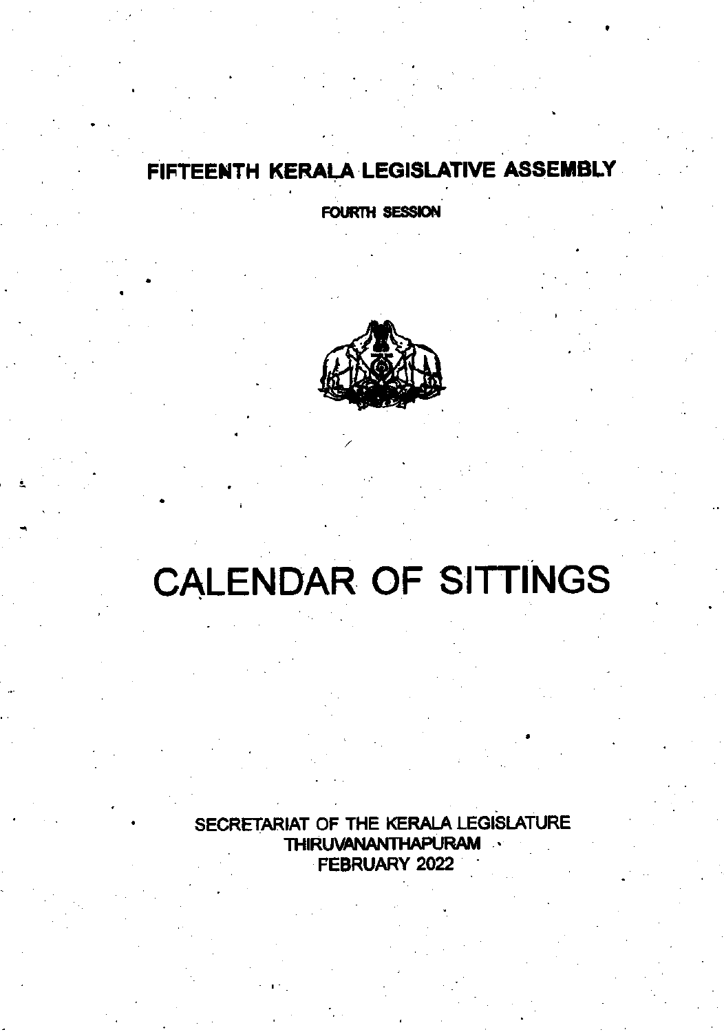# FIFTEENTH KERALA LEGISLATIVE ASSEMBLY

## FOURTH SESSION

# CALENDAR OF SITTINGS

SECRETARIAT OF THE KERALA LEGISLATURE
THIRUVANANTHAPURAM
FEBRUARY 2022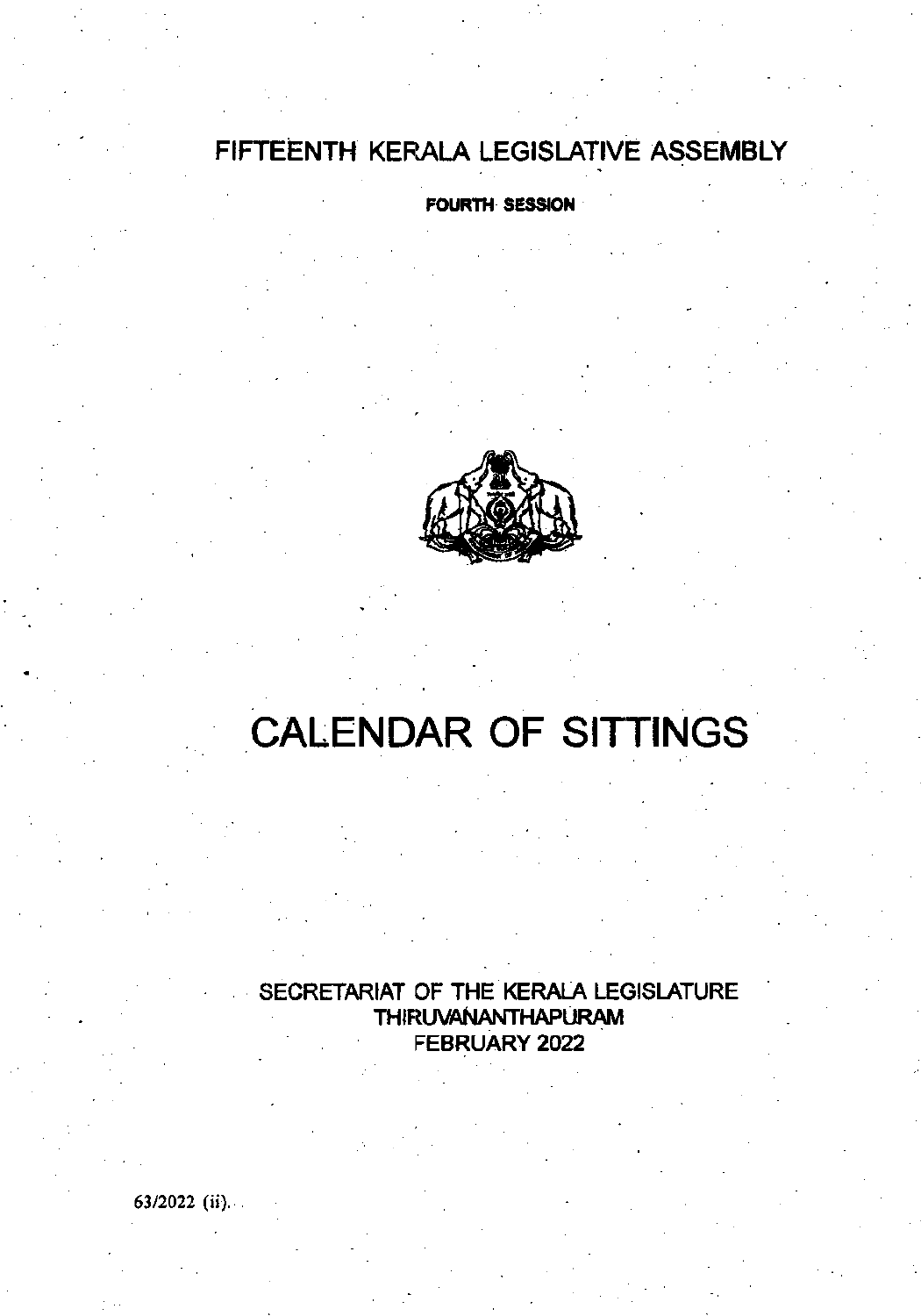# FIFTEENTH KERALA LEGISLATIVE ASSEMBLY

**FOURTH SESSION**

# CALENDAR OF SITTINGS

SECRETARIAT OF THE KERALA LEGISLATURE
THIRUVANANTHAPURAM
FEBRUARY 2022

63/2022 (ii).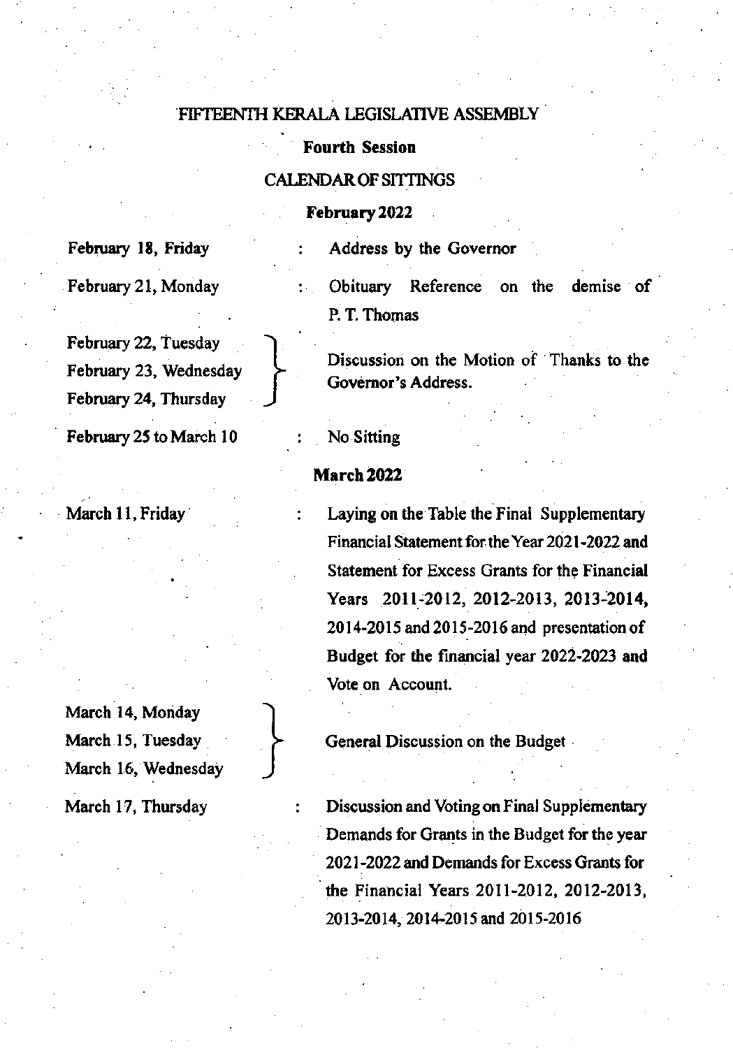# FIFTEENTH KERALA LEGISLATIVE ASSEMBLY

## Fourth Session

## CALENDAR OF SITTINGS

### February 2022

| | | |
|---|---|---|
| **February 18, Friday** | : | Address by the Governor |
| February 21, Monday | : | Obituary Reference on the demise of P. T. Thomas |
| February 22, Tuesday<br>February 23, Wednesday<br>February 24, Thursday | } | Discussion on the Motion of Thanks to the Governor's Address. |
| **February 25 to March 10** | : | No Sitting |

### March 2022

| | | |
|---|---|---|
| March 11, Friday | : | Laying on the Table the Final Supplementary Financial Statement for the Year 2021-2022 and Statement for Excess Grants for the Financial Years 2011-2012, 2012-2013, 2013-2014, 2014-2015 and 2015-2016 and presentation of Budget for the financial year 2022-2023 and Vote on Account. |
| March 14, Monday<br>March 15, Tuesday<br>March 16, Wednesday | } | General Discussion on the Budget |
| March 17, Thursday | : | Discussion and Voting on Final Supplementary Demands for Grants in the Budget for the year 2021-2022 and Demands for Excess Grants for the Financial Years 2011-2012, 2012-2013, 2013-2014, 2014-2015 and 2015-2016 |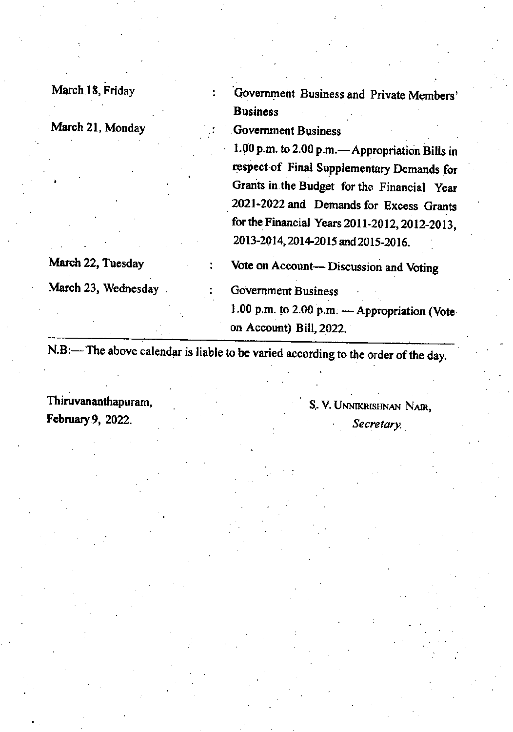| | | |
|---|---|---|
| March 18, Friday | : | Government Business and Private Members' Business |
| March 21, Monday | : | Government Business<br>1.00 p.m. to 2.00 p.m.—Appropriation Bills in respect of Final Supplementary Demands for Grants in the Budget for the Financial Year 2021-2022 and Demands for Excess Grants for the Financial Years 2011-2012, 2012-2013, 2013-2014, 2014-2015 and 2015-2016. |
| March 22, Tuesday | : | Vote on Account— Discussion and Voting |
| March 23, Wednesday | : | Government Business<br>1.00 p.m. to 2.00 p.m. — Appropriation (Vote on Account) Bill, 2022. |

N.B:— The above calendar is liable to be varied according to the order of the day.

Thiruvananthapuram,
February 9, 2022.

S. V. Unnikrishnan Nair,
*Secretary.*